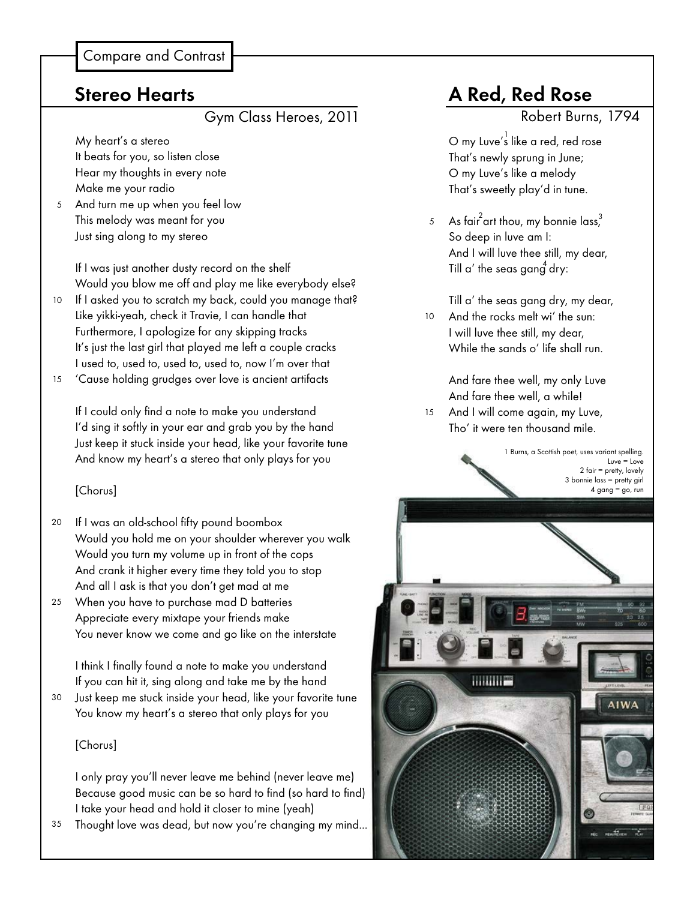Compare and Contrast

## Stereo Hearts

Gym Class Heroes, 2011

My heart's a stereo
It beats for you, so listen close
Hear my thoughts in every note
Make me your radio
5 And turn me up when you feel low
This melody was meant for you
Just sing along to my stereo

If I was just another dusty record on the shelf
Would you blow me off and play me like everybody else?
10 If I asked you to scratch my back, could you manage that?
Like yikki-yeah, check it Travie, I can handle that
Furthermore, I apologize for any skipping tracks
It's just the last girl that played me left a couple cracks
I used to, used to, used to, used to, now I'm over that
15 'Cause holding grudges over love is ancient artifacts

If I could only find a note to make you understand
I'd sing it softly in your ear and grab you by the hand
Just keep it stuck inside your head, like your favorite tune
And know my heart's a stereo that only plays for you

[Chorus]

20 If I was an old-school fifty pound boombox
Would you hold me on your shoulder wherever you walk
Would you turn my volume up in front of the cops
And crank it higher every time they told you to stop
And all I ask is that you don't get mad at me
25 When you have to purchase mad D batteries
Appreciate every mixtape your friends make
You never know we come and go like on the interstate

I think I finally found a note to make you understand
If you can hit it, sing along and take me by the hand
30 Just keep me stuck inside your head, like your favorite tune
You know my heart's a stereo that only plays for you

[Chorus]

I only pray you'll never leave me behind (never leave me)
Because good music can be so hard to find (so hard to find)
I take your head and hold it closer to mine (yeah)
35 Thought love was dead, but now you're changing my mind...

## A Red, Red Rose

Robert Burns, 1794

O my Luve's[1] like a red, red rose
That's newly sprung in June;
O my Luve's like a melody
That's sweetly play'd in tune.

5 As fair[2] art thou, my bonnie lass,[3]
So deep in luve am I:
And I will luve thee still, my dear,
Till a' the seas gang[4] dry:

Till a' the seas gang dry, my dear,
10 And the rocks melt wi' the sun:
I will luve thee still, my dear,
While the sands o' life shall run.

And fare thee well, my only Luve
And fare thee well, a while!
15 And I will come again, my Luve,
Tho' it were ten thousand mile.

1 Burns, a Scottish poet, uses variant spelling. Luve = Love
2 fair = pretty, lovely
3 bonnie lass = pretty girl
4 gang = go, run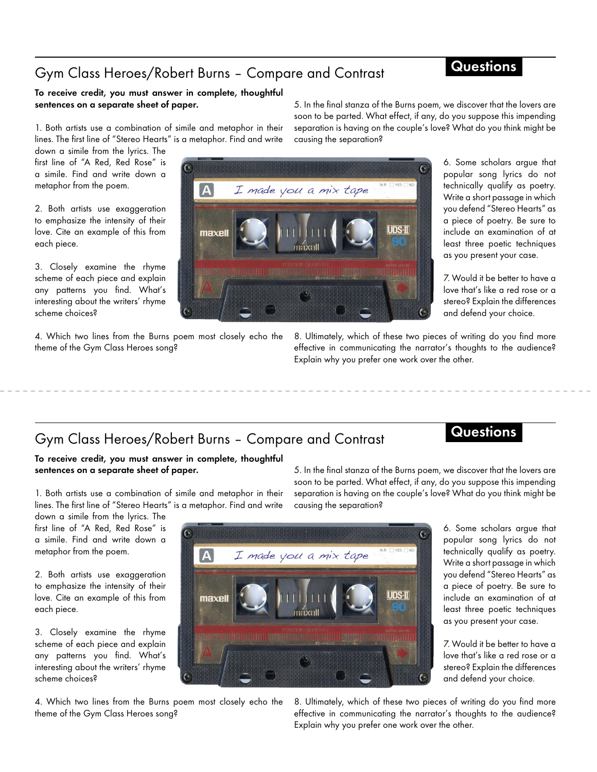## Gym Class Heroes/Robert Burns – Compare and Contrast

**Questions**

**To receive credit, you must answer in complete, thoughtful sentences on a separate sheet of paper.**

1. Both artists use a combination of simile and metaphor in their lines. The first line of "Stereo Hearts" is a metaphor. Find and write down a simile from the lyrics. The first line of "A Red, Red Rose" is a simile. Find and write down a metaphor from the poem.

2. Both artists use exaggeration to emphasize the intensity of their love. Cite an example of this from each piece.

3. Closely examine the rhyme scheme of each piece and explain any patterns you find. What's interesting about the writers' rhyme scheme choices?

4. Which two lines from the Burns poem most closely echo the theme of the Gym Class Heroes song?

5. In the final stanza of the Burns poem, we discover that the lovers are soon to be parted. What effect, if any, do you suppose this impending separation is having on the couple's love? What do you think might be causing the separation?

6. Some scholars argue that popular song lyrics do not technically qualify as poetry. Write a short passage in which you defend "Stereo Hearts" as a piece of poetry. Be sure to include an examination of at least three poetic techniques as you present your case.

7. Would it be better to have a love that's like a red rose or a stereo? Explain the differences and defend your choice.

8. Ultimately, which of these two pieces of writing do you find more effective in communicating the narrator's thoughts to the audience? Explain why you prefer one work over the other.

---

## Gym Class Heroes/Robert Burns – Compare and Contrast

**Questions**

**To receive credit, you must answer in complete, thoughtful sentences on a separate sheet of paper.**

1. Both artists use a combination of simile and metaphor in their lines. The first line of "Stereo Hearts" is a metaphor. Find and write down a simile from the lyrics. The first line of "A Red, Red Rose" is a simile. Find and write down a metaphor from the poem.

2. Both artists use exaggeration to emphasize the intensity of their love. Cite an example of this from each piece.

3. Closely examine the rhyme scheme of each piece and explain any patterns you find. What's interesting about the writers' rhyme scheme choices?

4. Which two lines from the Burns poem most closely echo the theme of the Gym Class Heroes song?

5. In the final stanza of the Burns poem, we discover that the lovers are soon to be parted. What effect, if any, do you suppose this impending separation is having on the couple's love? What do you think might be causing the separation?

6. Some scholars argue that popular song lyrics do not technically qualify as poetry. Write a short passage in which you defend "Stereo Hearts" as a piece of poetry. Be sure to include an examination of at least three poetic techniques as you present your case.

7. Would it be better to have a love that's like a red rose or a stereo? Explain the differences and defend your choice.

8. Ultimately, which of these two pieces of writing do you find more effective in communicating the narrator's thoughts to the audience? Explain why you prefer one work over the other.